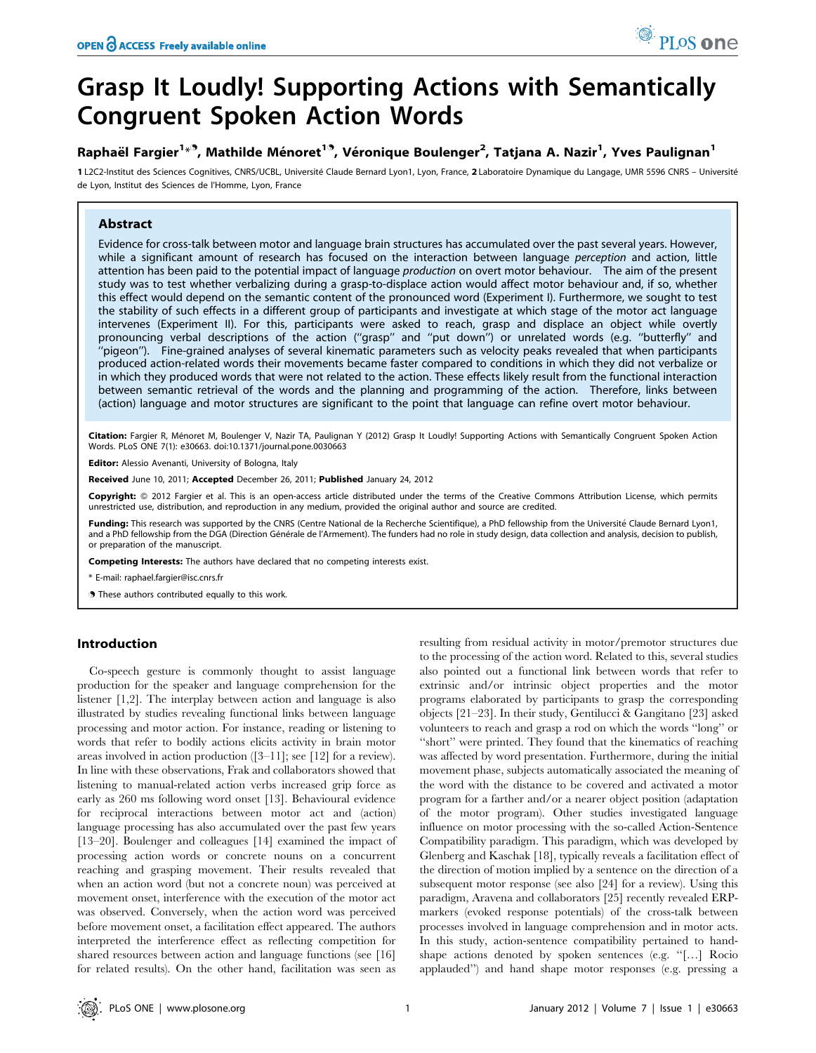# Grasp It Loudly! Supporting Actions with Semantically Congruent Spoken Action Words

**Raphaël Fargier[1]\*, Mathilde Ménoret[1], Véronique Boulenger[2], Tatjana A. Nazir[1], Yves Paulignan[1]**

1 L2C2-Institut des Sciences Cognitives, CNRS/UCBL, Université Claude Bernard Lyon1, Lyon, France, 2 Laboratoire Dynamique du Langage, UMR 5596 CNRS – Université de Lyon, Institut des Sciences de l'Homme, Lyon, France

## Abstract

Evidence for cross-talk between motor and language brain structures has accumulated over the past several years. However, while a significant amount of research has focused on the interaction between language *perception* and action, little attention has been paid to the potential impact of language *production* on overt motor behaviour. The aim of the present study was to test whether verbalizing during a grasp-to-displace action would affect motor behaviour and, if so, whether this effect would depend on the semantic content of the pronounced word (Experiment I). Furthermore, we sought to test the stability of such effects in a different group of participants and investigate at which stage of the motor act language intervenes (Experiment II). For this, participants were asked to reach, grasp and displace an object while overtly pronouncing verbal descriptions of the action (''grasp'' and ''put down'') or unrelated words (e.g. ''butterfly'' and ''pigeon''). Fine-grained analyses of several kinematic parameters such as velocity peaks revealed that when participants produced action-related words their movements became faster compared to conditions in which they did not verbalize or in which they produced words that were not related to the action. These effects likely result from the functional interaction between semantic retrieval of the words and the planning and programming of the action. Therefore, links between (action) language and motor structures are significant to the point that language can refine overt motor behaviour.

**Citation:** Fargier R, Ménoret M, Boulenger V, Nazir TA, Paulignan Y (2012) Grasp It Loudly! Supporting Actions with Semantically Congruent Spoken Action Words. PLoS ONE 7(1): e30663. doi:10.1371/journal.pone.0030663

**Editor:** Alessio Avenanti, University of Bologna, Italy

**Received** June 10, 2011; **Accepted** December 26, 2011; **Published** January 24, 2012

**Copyright:** © 2012 Fargier et al. This is an open-access article distributed under the terms of the Creative Commons Attribution License, which permits unrestricted use, distribution, and reproduction in any medium, provided the original author and source are credited.

**Funding:** This research was supported by the CNRS (Centre National de la Recherche Scientifique), a PhD fellowship from the Université Claude Bernard Lyon1, and a PhD fellowship from the DGA (Direction Générale de l'Armement). The funders had no role in study design, data collection and analysis, decision to publish, or preparation of the manuscript.

**Competing Interests:** The authors have declared that no competing interests exist.

\* E-mail: raphael.fargier@isc.cnrs.fr

These authors contributed equally to this work.

## Introduction

Co-speech gesture is commonly thought to assist language production for the speaker and language comprehension for the listener [1,2]. The interplay between action and language is also illustrated by studies revealing functional links between language processing and motor action. For instance, reading or listening to words that refer to bodily actions elicits activity in brain motor areas involved in action production ([3–11]; see [12] for a review). In line with these observations, Frak and collaborators showed that listening to manual-related action verbs increased grip force as early as 260 ms following word onset [13]. Behavioural evidence for reciprocal interactions between motor act and (action) language processing has also accumulated over the past few years [13–20]. Boulenger and colleagues [14] examined the impact of processing action words or concrete nouns on a concurrent reaching and grasping movement. Their results revealed that when an action word (but not a concrete noun) was perceived at movement onset, interference with the execution of the motor act was observed. Conversely, when the action word was perceived before movement onset, a facilitation effect appeared. The authors interpreted the interference effect as reflecting competition for shared resources between action and language functions (see [16] for related results). On the other hand, facilitation was seen as resulting from residual activity in motor/premotor structures due to the processing of the action word. Related to this, several studies also pointed out a functional link between words that refer to extrinsic and/or intrinsic object properties and the motor programs elaborated by participants to grasp the corresponding objects [21–23]. In their study, Gentilucci & Gangitano [23] asked volunteers to reach and grasp a rod on which the words ''long'' or ''short'' were printed. They found that the kinematics of reaching was affected by word presentation. Furthermore, during the initial movement phase, subjects automatically associated the meaning of the word with the distance to be covered and activated a motor program for a farther and/or a nearer object position (adaptation of the motor program). Other studies investigated language influence on motor processing with the so-called Action-Sentence Compatibility paradigm. This paradigm, which was developed by Glenberg and Kaschak [18], typically reveals a facilitation effect of the direction of motion implied by a sentence on the direction of a subsequent motor response (see also [24] for a review). Using this paradigm, Aravena and collaborators [25] recently revealed ERP-markers (evoked response potentials) of the cross-talk between processes involved in language comprehension and in motor acts. In this study, action-sentence compatibility pertained to hand-shape actions denoted by spoken sentences (e.g. ''[…] Rocio applauded'') and hand shape motor responses (e.g. pressing a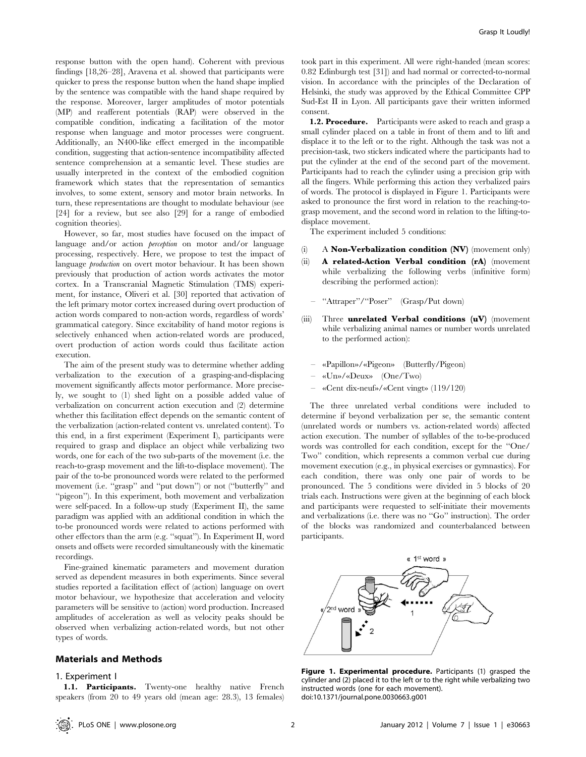response button with the open hand). Coherent with previous findings [18,26–28], Aravena et al. showed that participants were quicker to press the response button when the hand shape implied by the sentence was compatible with the hand shape required by the response. Moreover, larger amplitudes of motor potentials (MP) and reafferent potentials (RAP) were observed in the compatible condition, indicating a facilitation of the motor response when language and motor processes were congruent. Additionally, an N400-like effect emerged in the incompatible condition, suggesting that action-sentence incompatibility affected sentence comprehension at a semantic level. These studies are usually interpreted in the context of the embodied cognition framework which states that the representation of semantics involves, to some extent, sensory and motor brain networks. In turn, these representations are thought to modulate behaviour (see [24] for a review, but see also [29] for a range of embodied cognition theories).

However, so far, most studies have focused on the impact of language and/or action *perception* on motor and/or language processing, respectively. Here, we propose to test the impact of language *production* on overt motor behaviour. It has been shown previously that production of action words activates the motor cortex. In a Transcranial Magnetic Stimulation (TMS) experiment, for instance, Oliveri et al. [30] reported that activation of the left primary motor cortex increased during overt production of action words compared to non-action words, regardless of words' grammatical category. Since excitability of hand motor regions is selectively enhanced when action-related words are produced, overt production of action words could thus facilitate action execution.

The aim of the present study was to determine whether adding verbalization to the execution of a grasping-and-displacing movement significantly affects motor performance. More precisely, we sought to (1) shed light on a possible added value of verbalization on concurrent action execution and (2) determine whether this facilitation effect depends on the semantic content of the verbalization (action-related content vs. unrelated content). To this end, in a first experiment (Experiment I), participants were required to grasp and displace an object while verbalizing two words, one for each of the two sub-parts of the movement (i.e. the reach-to-grasp movement and the lift-to-displace movement). The pair of the to-be pronounced words were related to the performed movement (i.e. "grasp" and "put down") or not ("butterfly" and "pigeon"). In this experiment, both movement and verbalization were self-paced. In a follow-up study (Experiment II), the same paradigm was applied with an additional condition in which the to-be pronounced words were related to actions performed with other effectors than the arm (e.g. "squat"). In Experiment II, word onsets and offsets were recorded simultaneously with the kinematic recordings.

Fine-grained kinematic parameters and movement duration served as dependent measures in both experiments. Since several studies reported a facilitation effect of (action) language on overt motor behaviour, we hypothesize that acceleration and velocity parameters will be sensitive to (action) word production. Increased amplitudes of acceleration as well as velocity peaks should be observed when verbalizing action-related words, but not other types of words.

## Materials and Methods

### 1. Experiment I

**1.1. Participants.** Twenty-one healthy native French speakers (from 20 to 49 years old (mean age: 28.3), 13 females) took part in this experiment. All were right-handed (mean scores: 0.82 Edinburgh test [31]) and had normal or corrected-to-normal vision. In accordance with the principles of the Declaration of Helsinki, the study was approved by the Ethical Committee CPP Sud-Est II in Lyon. All participants gave their written informed consent.

**1.2. Procedure.** Participants were asked to reach and grasp a small cylinder placed on a table in front of them and to lift and displace it to the left or to the right. Although the task was not a precision-task, two stickers indicated where the participants had to put the cylinder at the end of the second part of the movement. Participants had to reach the cylinder using a precision grip with all the fingers. While performing this action they verbalized pairs of words. The protocol is displayed in Figure 1. Participants were asked to pronounce the first word in relation to the reaching-to-grasp movement, and the second word in relation to the lifting-to-displace movement.

The experiment included 5 conditions:

(i) A **Non-Verbalization condition (NV)** (movement only)

(ii) **A related-Action Verbal condition (rA)** (movement while verbalizing the following verbs (infinitive form) describing the performed action):

– "Attraper"/"Poser" (Grasp/Put down)

(iii) Three **unrelated Verbal conditions (uV)** (movement while verbalizing animal names or number words unrelated to the performed action):

– «Papillon»/«Pigeon» (Butterfly/Pigeon)
– «Un»/«Deux» (One/Two)
– «Cent dix-neuf»/«Cent vingt» (119/120)

The three unrelated verbal conditions were included to determine if beyond verbalization per se, the semantic content (unrelated words or numbers vs. action-related words) affected action execution. The number of syllables of the to-be-produced words was controlled for each condition, except for the "One/Two" condition, which represents a common verbal cue during movement execution (e.g., in physical exercises or gymnastics). For each condition, there was only one pair of words to be pronounced. The 5 conditions were divided in 5 blocks of 20 trials each. Instructions were given at the beginning of each block and participants were requested to self-initiate their movements and verbalizations (i.e. there was no "Go" instruction). The order of the blocks was randomized and counterbalanced between participants.

**Figure 1. Experimental procedure.** Participants (1) grasped the cylinder and (2) placed it to the left or to the right while verbalizing two instructed words (one for each movement).
doi:10.1371/journal.pone.0030663.g001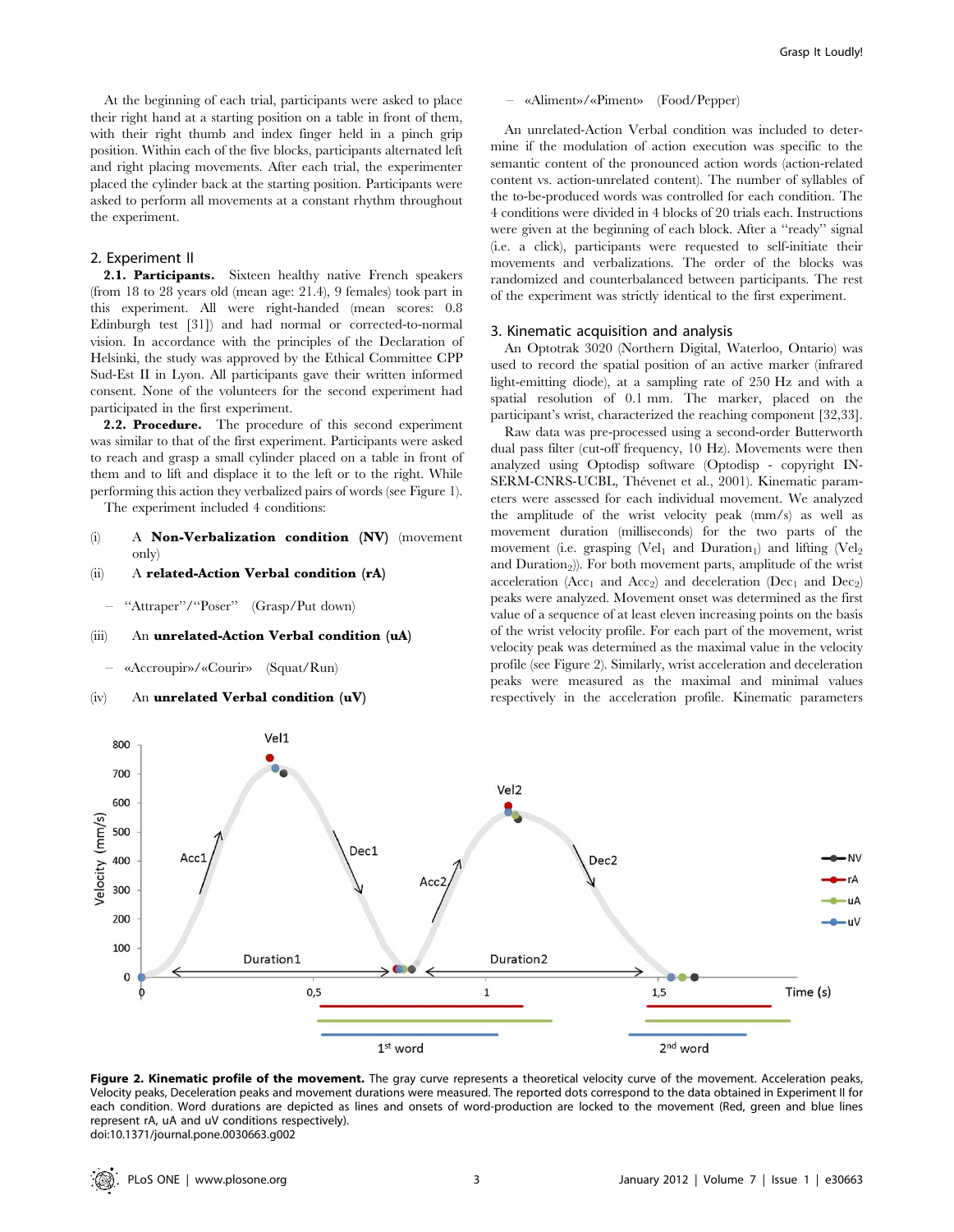At the beginning of each trial, participants were asked to place their right hand at a starting position on a table in front of them, with their right thumb and index finger held in a pinch grip position. Within each of the five blocks, participants alternated left and right placing movements. After each trial, the experimenter placed the cylinder back at the starting position. Participants were asked to perform all movements at a constant rhythm throughout the experiment.

## 2. Experiment II

**2.1. Participants.** Sixteen healthy native French speakers (from 18 to 28 years old (mean age: 21.4), 9 females) took part in this experiment. All were right-handed (mean scores: 0.8 Edinburgh test [31]) and had normal or corrected-to-normal vision. In accordance with the principles of the Declaration of Helsinki, the study was approved by the Ethical Committee CPP Sud-Est II in Lyon. All participants gave their written informed consent. None of the volunteers for the second experiment had participated in the first experiment.

**2.2. Procedure.** The procedure of this second experiment was similar to that of the first experiment. Participants were asked to reach and grasp a small cylinder placed on a table in front of them and to lift and displace it to the left or to the right. While performing this action they verbalized pairs of words (see Figure 1).

The experiment included 4 conditions:

(i) A **Non-Verbalization condition (NV)** (movement only)

(ii) A **related-Action Verbal condition (rA)**

– "Attraper"/"Poser" (Grasp/Put down)

(iii) An **unrelated-Action Verbal condition (uA)**

– «Accroupir»/«Courir» (Squat/Run)

(iv) An **unrelated Verbal condition (uV)**

– «Aliment»/«Piment» (Food/Pepper)

An unrelated-Action Verbal condition was included to determine if the modulation of action execution was specific to the semantic content of the pronounced action words (action-related content vs. action-unrelated content). The number of syllables of the to-be-produced words was controlled for each condition. The 4 conditions were divided in 4 blocks of 20 trials each. Instructions were given at the beginning of each block. After a "ready" signal (i.e. a click), participants were requested to self-initiate their movements and verbalizations. The order of the blocks was randomized and counterbalanced between participants. The rest of the experiment was strictly identical to the first experiment.

## 3. Kinematic acquisition and analysis

An Optotrak 3020 (Northern Digital, Waterloo, Ontario) was used to record the spatial position of an active marker (infrared light-emitting diode), at a sampling rate of 250 Hz and with a spatial resolution of 0.1 mm. The marker, placed on the participant's wrist, characterized the reaching component [32,33].

Raw data was pre-processed using a second-order Butterworth dual pass filter (cut-off frequency, 10 Hz). Movements were then analyzed using Optodisp software (Optodisp - copyright INSERM-CNRS-UCBL, Thévenet et al., 2001). Kinematic parameters were assessed for each individual movement. We analyzed the amplitude of the wrist velocity peak (mm/s) as well as movement duration (milliseconds) for the two parts of the movement (i.e. grasping ($Vel_1$ and $Duration_1$) and lifting ($Vel_2$ and $Duration_2$)). For both movement parts, amplitude of the wrist acceleration ($Acc_1$ and $Acc_2$) and deceleration ($Dec_1$ and $Dec_2$) peaks were analyzed. Movement onset was determined as the first value of a sequence of at least eleven increasing points on the basis of the wrist velocity profile. For each part of the movement, wrist velocity peak was determined as the maximal value in the velocity profile (see Figure 2). Similarly, wrist acceleration and deceleration peaks were measured as the maximal and minimal values respectively in the acceleration profile. Kinematic parameters

**Figure 2. Kinematic profile of the movement.** The gray curve represents a theoretical velocity curve of the movement. Acceleration peaks, Velocity peaks, Deceleration peaks and movement durations were measured. The reported dots correspond to the data obtained in Experiment II for each condition. Word durations are depicted as lines and onsets of word-production are locked to the movement (Red, green and blue lines represent rA, uA and uV conditions respectively).
doi:10.1371/journal.pone.0030663.g002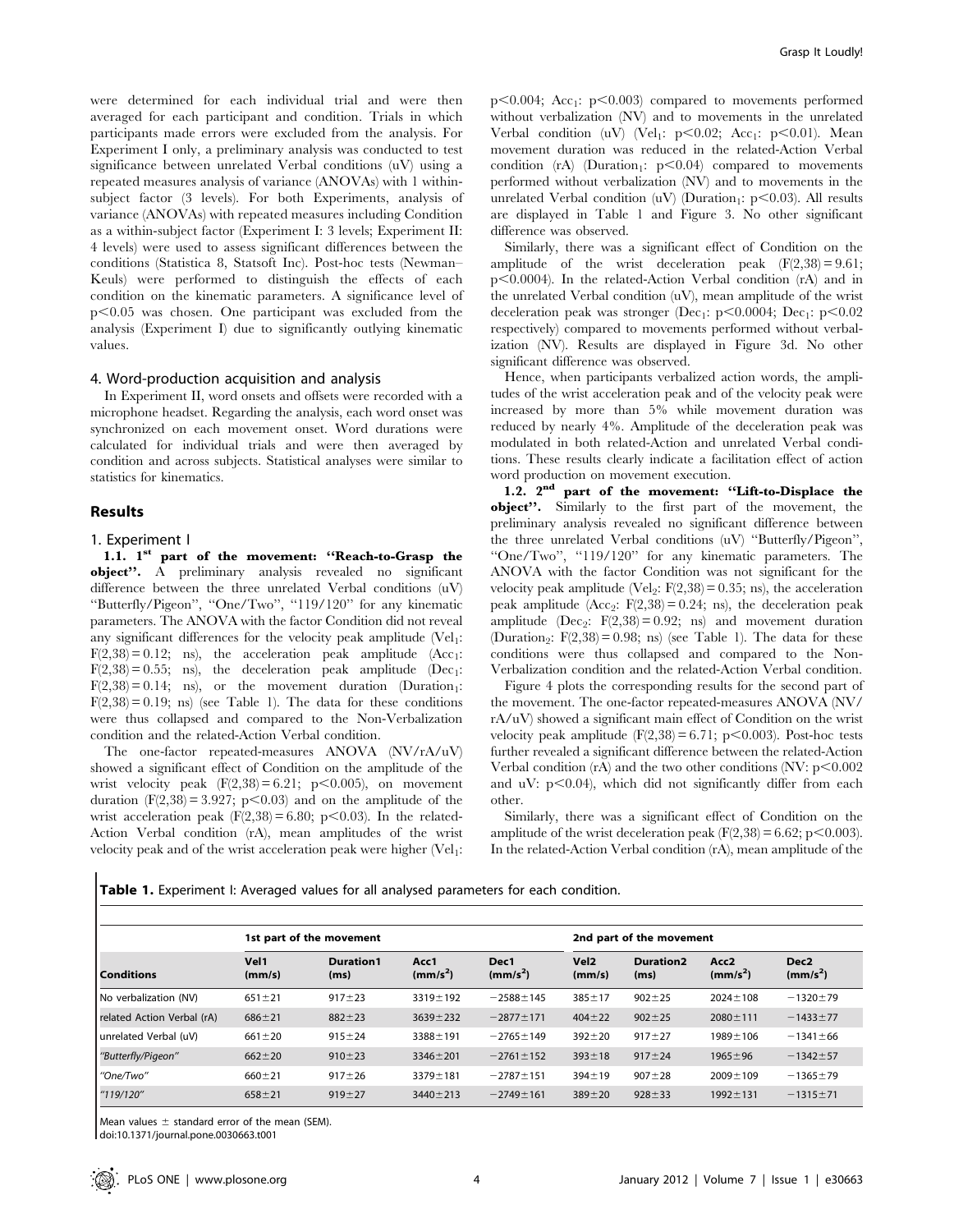were determined for each individual trial and were then averaged for each participant and condition. Trials in which participants made errors were excluded from the analysis. For Experiment I only, a preliminary analysis was conducted to test significance between unrelated Verbal conditions (uV) using a repeated measures analysis of variance (ANOVAs) with 1 within-subject factor (3 levels). For both Experiments, analysis of variance (ANOVAs) with repeated measures including Condition as a within-subject factor (Experiment I: 3 levels; Experiment II: 4 levels) were used to assess significant differences between the conditions (Statistica 8, Statsoft Inc). Post-hoc tests (Newman–Keuls) were performed to distinguish the effects of each condition on the kinematic parameters. A significance level of $p<0.05$ was chosen. One participant was excluded from the analysis (Experiment I) due to significantly outlying kinematic values.

### 4. Word-production acquisition and analysis

In Experiment II, word onsets and offsets were recorded with a microphone headset. Regarding the analysis, each word onset was synchronized on each movement onset. Word durations were calculated for individual trials and were then averaged by condition and across subjects. Statistical analyses were similar to statistics for kinematics.

## Results

### 1. Experiment I

**1.1. 1st part of the movement: "Reach-to-Grasp the object".** A preliminary analysis revealed no significant difference between the three unrelated Verbal conditions (uV) "Butterfly/Pigeon", "One/Two", "119/120" for any kinematic parameters. The ANOVA with the factor Condition did not reveal any significant differences for the velocity peak amplitude ($Vel_1$: $F(2,38)=0.12$; ns), the acceleration peak amplitude ($Acc_1$: $F(2,38)=0.55$; ns), the deceleration peak amplitude ($Dec_1$: $F(2,38)=0.14$; ns), or the movement duration ($Duration_1$: $F(2,38)=0.19$; ns) (see Table 1). The data for these conditions were thus collapsed and compared to the Non-Verbalization condition and the related-Action Verbal condition.

The one-factor repeated-measures ANOVA (NV/rA/uV) showed a significant effect of Condition on the amplitude of the wrist velocity peak ($F(2,38)=6.21$; $p<0.005$), on movement duration ($F(2,38)=3.927$; $p<0.03$) and on the amplitude of the wrist acceleration peak ($F(2,38)=6.80$; $p<0.03$). In the related-Action Verbal condition (rA), mean amplitudes of the wrist velocity peak and of the wrist acceleration peak were higher ($Vel_1$: $p<0.004$; $Acc_1$: $p<0.003$) compared to movements performed without verbalization (NV) and to movements in the unrelated Verbal condition (uV) ($Vel_1$: $p<0.02$; $Acc_1$: $p<0.01$). Mean movement duration was reduced in the related-Action Verbal condition (rA) ($Duration_1$: $p<0.04$) compared to movements performed without verbalization (NV) and to movements in the unrelated Verbal condition (uV) ($Duration_1$: $p<0.03$). All results are displayed in Table 1 and Figure 3. No other significant difference was observed.

Similarly, there was a significant effect of Condition on the amplitude of the wrist deceleration peak ($F(2,38)=9.61$; $p<0.0004$). In the related-Action Verbal condition (rA) and in the unrelated Verbal condition (uV), mean amplitude of the wrist deceleration peak was stronger ($Dec_1$: $p<0.0004$; $Dec_1$: $p<0.02$ respectively) compared to movements performed without verbalization (NV). Results are displayed in Figure 3d. No other significant difference was observed.

Hence, when participants verbalized action words, the amplitudes of the wrist acceleration peak and of the velocity peak were increased by more than 5% while movement duration was reduced by nearly 4%. Amplitude of the deceleration peak was modulated in both related-Action and unrelated Verbal conditions. These results clearly indicate a facilitation effect of action word production on movement execution.

**1.2. 2nd part of the movement: "Lift-to-Displace the object".** Similarly to the first part of the movement, the preliminary analysis revealed no significant difference between the three unrelated Verbal conditions (uV) "Butterfly/Pigeon", "One/Two", "119/120" for any kinematic parameters. The ANOVA with the factor Condition was not significant for the velocity peak amplitude ($Vel_2$: $F(2,38)=0.35$; ns), the acceleration peak amplitude ($Acc_2$: $F(2,38)=0.24$; ns), the deceleration peak amplitude ($Dec_2$: $F(2,38)=0.92$; ns) and movement duration ($Duration_2$: $F(2,38)=0.98$; ns) (see Table 1). The data for these conditions were thus collapsed and compared to the Non-Verbalization condition and the related-Action Verbal condition.

Figure 4 plots the corresponding results for the second part of the movement. The one-factor repeated-measures ANOVA (NV/rA/uV) showed a significant main effect of Condition on the wrist velocity peak amplitude ($F(2,38)=6.71$; $p<0.003$). Post-hoc tests further revealed a significant difference between the related-Action Verbal condition (rA) and the two other conditions (NV: $p<0.002$ and uV: $p<0.04$), which did not significantly differ from each other.

Similarly, there was a significant effect of Condition on the amplitude of the wrist deceleration peak ($F(2,38)=6.62$; $p<0.003$). In the related-Action Verbal condition (rA), mean amplitude of the

**Table 1.** Experiment I: Averaged values for all analysed parameters for each condition.

| | 1st part of the movement | | | | 2nd part of the movement | | | |
|---|---|---|---|---|---|---|---|---|
| **Conditions** | **Vel1 (mm/s)** | **Duration1 (ms)** | **Acc1 ($mm/s^2$)** | **Dec1 ($mm/s^2$)** | **Vel2 (mm/s)** | **Duration2 (ms)** | **Acc2 ($mm/s^2$)** | **Dec2 ($mm/s^2$)** |
| No verbalization (NV) | 651±21 | 917±23 | 3319±192 | −2588±145 | 385±17 | 902±25 | 2024±108 | −1320±79 |
| related Action Verbal (rA) | 686±21 | 882±23 | 3639±232 | −2877±171 | 404±22 | 902±25 | 2080±111 | −1433±77 |
| unrelated Verbal (uV) | 661±20 | 915±24 | 3388±191 | −2765±149 | 392±20 | 917±27 | 1989±106 | −1341±66 |
| *"Butterfly/Pigeon"* | 662±20 | 910±23 | 3346±201 | −2761±152 | 393±18 | 917±24 | 1965±96 | −1342±57 |
| *"One/Two"* | 660±21 | 917±26 | 3379±181 | −2787±151 | 394±19 | 907±28 | 2009±109 | −1365±79 |
| *"119/120"* | 658±21 | 919±27 | 3440±213 | −2749±161 | 389±20 | 928±33 | 1992±131 | −1315±71 |

Mean values ± standard error of the mean (SEM).
doi:10.1371/journal.pone.0030663.t001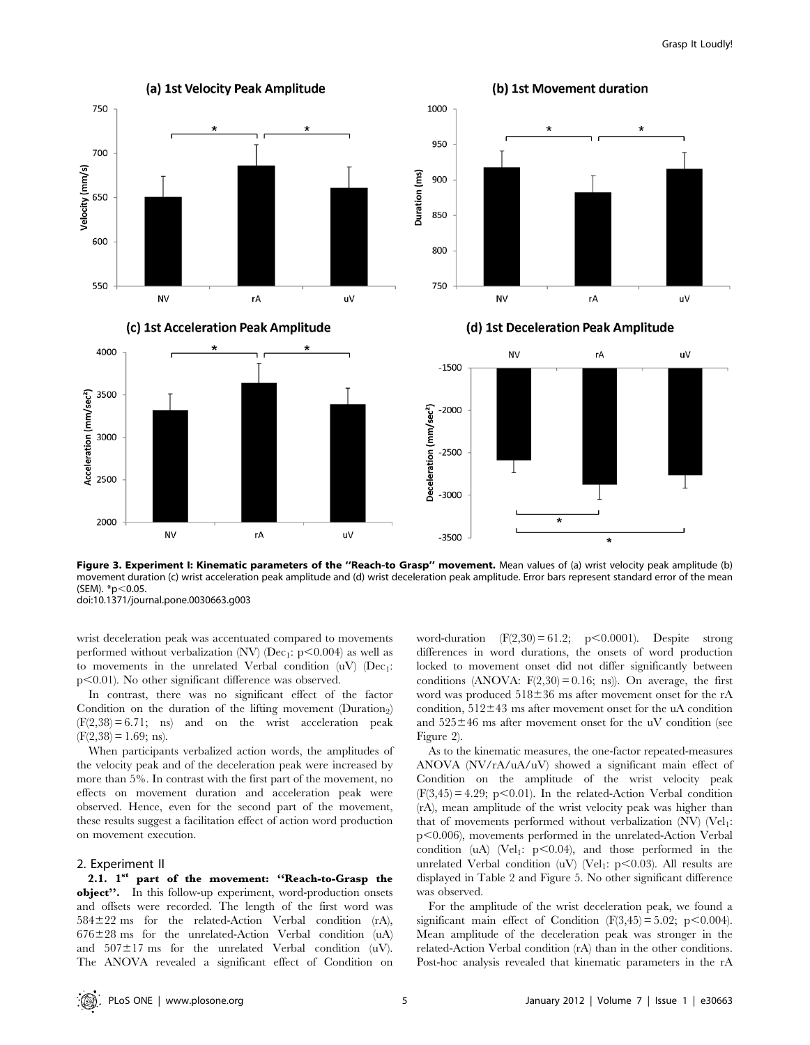Figure 3. Experiment I: Kinematic parameters of the ''Reach-to Grasp'' movement. Mean values of (a) wrist velocity peak amplitude (b) movement duration (c) wrist acceleration peak amplitude and (d) wrist deceleration peak amplitude. Error bars represent standard error of the mean (SEM). *p<0.05.
doi:10.1371/journal.pone.0030663.g003

wrist deceleration peak was accentuated compared to movements performed without verbalization (NV) ($Dec_1$: $p<0.004$) as well as to movements in the unrelated Verbal condition (uV) ($Dec_1$: $p<0.01$). No other significant difference was observed.

In contrast, there was no significant effect of the factor Condition on the duration of the lifting movement ($Duration_2$) ($F(2,38) = 6.71$; ns) and on the wrist acceleration peak ($F(2,38) = 1.69$; ns).

When participants verbalized action words, the amplitudes of the velocity peak and of the deceleration peak were increased by more than 5%. In contrast with the first part of the movement, no effects on movement duration and acceleration peak were observed. Hence, even for the second part of the movement, these results suggest a facilitation effect of action word production on movement execution.

## 2. Experiment II

**2.1. 1st part of the movement: ''Reach-to-Grasp the object''.** In this follow-up experiment, word-production onsets and offsets were recorded. The length of the first word was 584±22 ms for the related-Action Verbal condition (rA), 676±28 ms for the unrelated-Action Verbal condition (uA) and 507±17 ms for the unrelated Verbal condition (uV). The ANOVA revealed a significant effect of Condition on word-duration ($F(2,30) = 61.2$; $p<0.0001$). Despite strong differences in word durations, the onsets of word production locked to movement onset did not differ significantly between conditions (ANOVA: $F(2,30) = 0.16$; ns)). On average, the first word was produced 518±36 ms after movement onset for the rA condition, 512±43 ms after movement onset for the uA condition and 525±46 ms after movement onset for the uV condition (see Figure 2).

As to the kinematic measures, the one-factor repeated-measures ANOVA (NV/rA/uA/uV) showed a significant main effect of Condition on the amplitude of the wrist velocity peak ($F(3,45) = 4.29$; $p<0.01$). In the related-Action Verbal condition (rA), mean amplitude of the wrist velocity peak was higher than that of movements performed without verbalization (NV) ($Vel_1$: $p<0.006$), movements performed in the unrelated-Action Verbal condition (uA) ($Vel_1$: $p<0.04$), and those performed in the unrelated Verbal condition (uV) ($Vel_1$: $p<0.03$). All results are displayed in Table 2 and Figure 5. No other significant difference was observed.

For the amplitude of the wrist deceleration peak, we found a significant main effect of Condition ($F(3,45) = 5.02$; $p<0.004$). Mean amplitude of the deceleration peak was stronger in the related-Action Verbal condition (rA) than in the other conditions. Post-hoc analysis revealed that kinematic parameters in the rA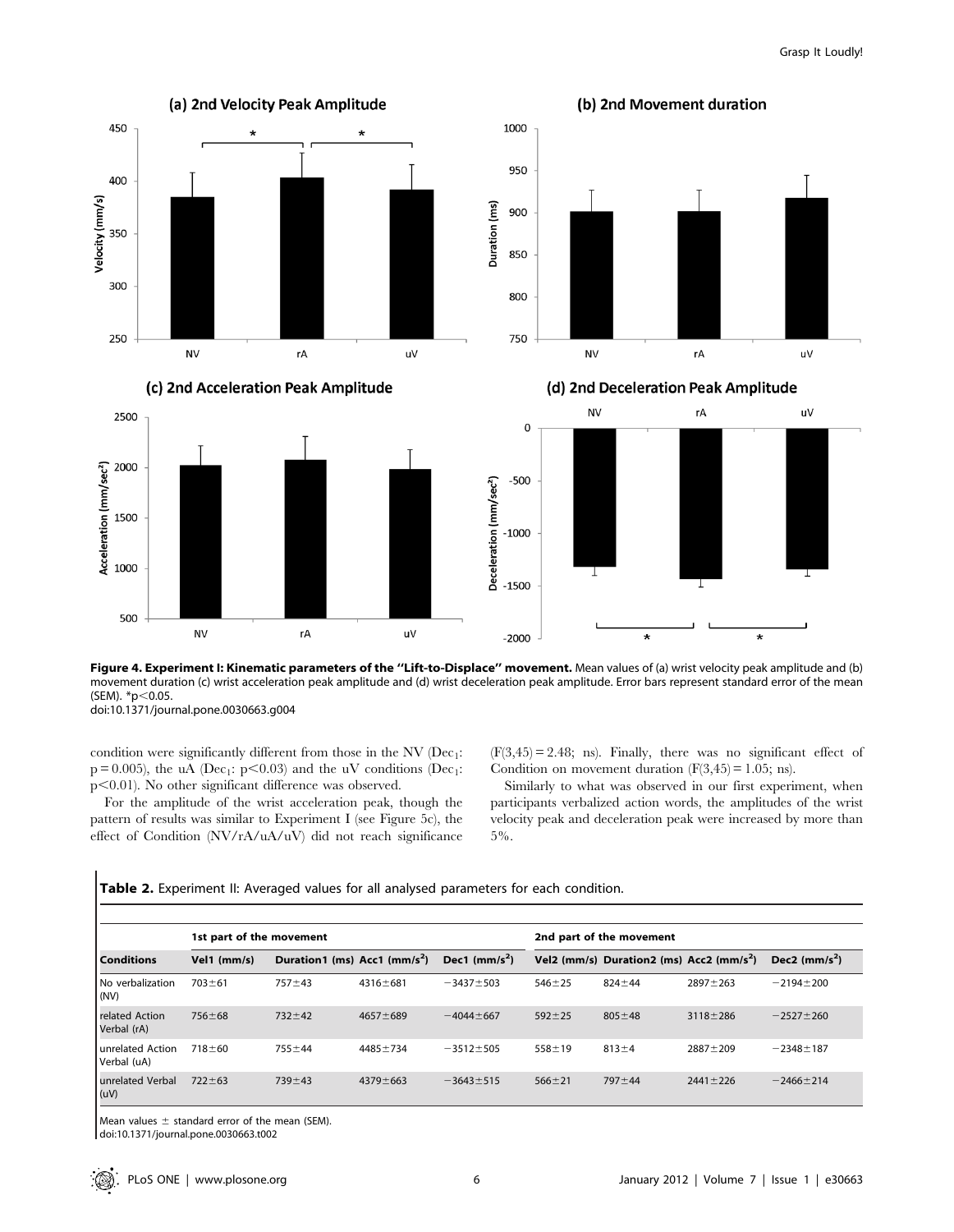**Figure 4. Experiment I: Kinematic parameters of the "Lift-to-Displace" movement.** Mean values of (a) wrist velocity peak amplitude and (b) movement duration (c) wrist acceleration peak amplitude and (d) wrist deceleration peak amplitude. Error bars represent standard error of the mean (SEM). $^*p<0.05$.
doi:10.1371/journal.pone.0030663.g004

condition were significantly different from those in the NV ($Dec_1$: $p=0.005$), the uA ($Dec_1$: $p<0.03$) and the uV conditions ($Dec_1$: $p<0.01$). No other significant difference was observed.

For the amplitude of the wrist acceleration peak, though the pattern of results was similar to Experiment I (see Figure 5c), the effect of Condition (NV/rA/uA/uV) did not reach significance ($F(3,45)=2.48$; ns). Finally, there was no significant effect of Condition on movement duration ($F(3,45)=1.05$; ns).

Similarly to what was observed in our first experiment, when participants verbalized action words, the amplitudes of the wrist velocity peak and deceleration peak were increased by more than 5%.

**Table 2.** Experiment II: Averaged values for all analysed parameters for each condition.

| | 1st part of the movement | | | | 2nd part of the movement | | | |
|---|---|---|---|---|---|---|---|---|
| **Conditions** | **Vel1 (mm/s)** | **Duration1 (ms)** | **Acc1 (mm/s$^2$)** | **Dec1 (mm/s$^2$)** | **Vel2 (mm/s)** | **Duration2 (ms)** | **Acc2 (mm/s$^2$)** | **Dec2 (mm/s$^2$)** |
| No verbalization (NV) | 703±61 | 757±43 | 4316±681 | −3437±503 | 546±25 | 824±44 | 2897±263 | −2194±200 |
| related Action Verbal (rA) | 756±68 | 732±42 | 4657±689 | −4044±667 | 592±25 | 805±48 | 3118±286 | −2527±260 |
| unrelated Action Verbal (uA) | 718±60 | 755±44 | 4485±734 | −3512±505 | 558±19 | 813±4 | 2887±209 | −2348±187 |
| unrelated Verbal (uV) | 722±63 | 739±43 | 4379±663 | −3643±515 | 566±21 | 797±44 | 2441±226 | −2466±214 |

Mean values ± standard error of the mean (SEM).
doi:10.1371/journal.pone.0030663.t002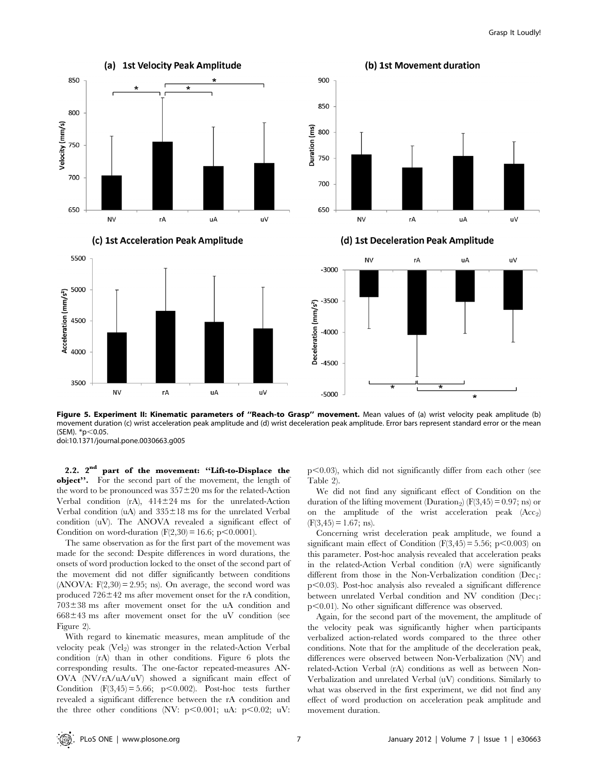**Figure 5. Experiment II: Kinematic parameters of "Reach-to Grasp" movement.** Mean values of (a) wrist velocity peak amplitude (b) movement duration (c) wrist acceleration peak amplitude and (d) wrist deceleration peak amplitude. Error bars represent standard error or the mean (SEM). $^*p<0.05$.
doi:10.1371/journal.pone.0030663.g005

**2.2. 2$^{nd}$ part of the movement: "Lift-to-Displace the object".** For the second part of the movement, the length of the word to be pronounced was $357\pm20$ ms for the related-Action Verbal condition (rA), $414\pm24$ ms for the unrelated-Action Verbal condition (uA) and $335\pm18$ ms for the unrelated Verbal condition (uV). The ANOVA revealed a significant effect of Condition on word-duration ($F(2,30)=16.6$; $p<0.0001$).

The same observation as for the first part of the movement was made for the second: Despite differences in word durations, the onsets of word production locked to the onset of the second part of the movement did not differ significantly between conditions (ANOVA: $F(2,30)=2.95$; ns). On average, the second word was produced $726\pm42$ ms after movement onset for the rA condition, $703\pm38$ ms after movement onset for the uA condition and $668\pm43$ ms after movement onset for the uV condition (see Figure 2).

With regard to kinematic measures, mean amplitude of the velocity peak ($Vel_2$) was stronger in the related-Action Verbal condition (rA) than in other conditions. Figure 6 plots the corresponding results. The one-factor repeated-measures ANOVA (NV/rA/uA/uV) showed a significant main effect of Condition ($F(3,45)=5.66$; $p<0.002$). Post-hoc tests further revealed a significant difference between the rA condition and the three other conditions (NV: $p<0.001$; uA: $p<0.02$; uV: $p<0.03$), which did not significantly differ from each other (see Table 2).

We did not find any significant effect of Condition on the duration of the lifting movement ($Duration_2$) ($F(3,45)=0.97$; ns) or on the amplitude of the wrist acceleration peak ($Acc_2$) ($F(3,45)=1.67$; ns).

Concerning wrist deceleration peak amplitude, we found a significant main effect of Condition ($F(3,45)=5.56$; $p<0.003$) on this parameter. Post-hoc analysis revealed that acceleration peaks in the related-Action Verbal condition (rA) were significantly different from those in the Non-Verbalization condition ($Dec_1$: $p<0.03$). Post-hoc analysis also revealed a significant difference between unrelated Verbal condition and NV condition ($Dec_1$: $p<0.01$). No other significant difference was observed.

Again, for the second part of the movement, the amplitude of the velocity peak was significantly higher when participants verbalized action-related words compared to the three other conditions. Note that for the amplitude of the deceleration peak, differences were observed between Non-Verbalization (NV) and related-Action Verbal (rA) conditions as well as between Non-Verbalization and unrelated Verbal (uV) conditions. Similarly to what was observed in the first experiment, we did not find any effect of word production on acceleration peak amplitude and movement duration.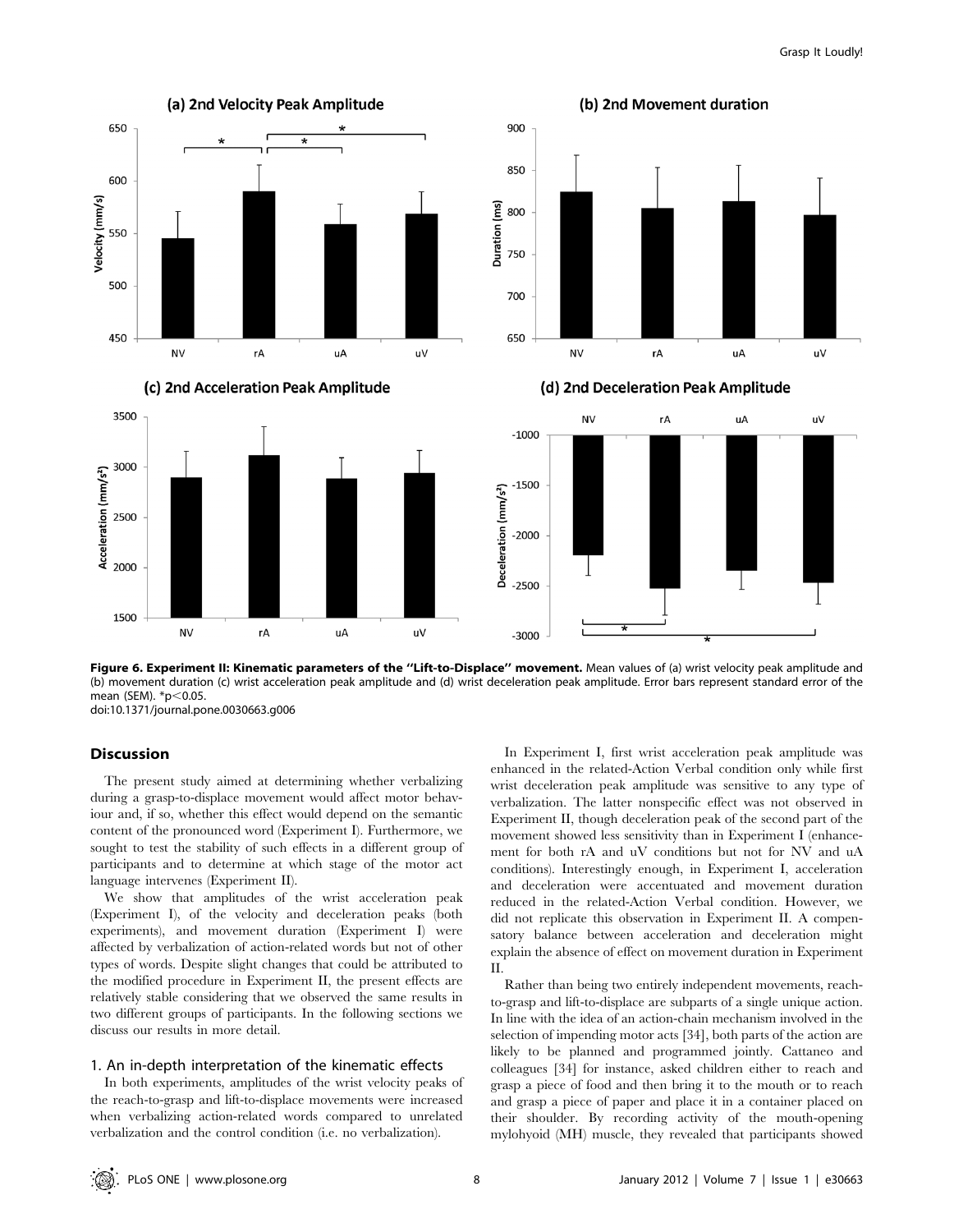**Figure 6. Experiment II: Kinematic parameters of the "Lift-to-Displace" movement.** Mean values of (a) wrist velocity peak amplitude and (b) movement duration (c) wrist acceleration peak amplitude and (d) wrist deceleration peak amplitude. Error bars represent standard error of the mean (SEM). $^*p<0.05$.
doi:10.1371/journal.pone.0030663.g006

## Discussion

The present study aimed at determining whether verbalizing during a grasp-to-displace movement would affect motor behaviour and, if so, whether this effect would depend on the semantic content of the pronounced word (Experiment I). Furthermore, we sought to test the stability of such effects in a different group of participants and to determine at which stage of the motor act language intervenes (Experiment II).

We show that amplitudes of the wrist acceleration peak (Experiment I), of the velocity and deceleration peaks (both experiments), and movement duration (Experiment I) were affected by verbalization of action-related words but not of other types of words. Despite slight changes that could be attributed to the modified procedure in Experiment II, the present effects are relatively stable considering that we observed the same results in two different groups of participants. In the following sections we discuss our results in more detail.

### 1. An in-depth interpretation of the kinematic effects

In both experiments, amplitudes of the wrist velocity peaks of the reach-to-grasp and lift-to-displace movements were increased when verbalizing action-related words compared to unrelated verbalization and the control condition (i.e. no verbalization).

In Experiment I, first wrist acceleration peak amplitude was enhanced in the related-Action Verbal condition only while first wrist deceleration peak amplitude was sensitive to any type of verbalization. The latter nonspecific effect was not observed in Experiment II, though deceleration peak of the second part of the movement showed less sensitivity than in Experiment I (enhancement for both rA and uV conditions but not for NV and uA conditions). Interestingly enough, in Experiment I, acceleration and deceleration were accentuated and movement duration reduced in the related-Action Verbal condition. However, we did not replicate this observation in Experiment II. A compensatory balance between acceleration and deceleration might explain the absence of effect on movement duration in Experiment II.

Rather than being two entirely independent movements, reach-to-grasp and lift-to-displace are subparts of a single unique action. In line with the idea of an action-chain mechanism involved in the selection of impending motor acts [34], both parts of the action are likely to be planned and programmed jointly. Cattaneo and colleagues [34] for instance, asked children either to reach and grasp a piece of food and then bring it to the mouth or to reach and grasp a piece of paper and place it in a container placed on their shoulder. By recording activity of the mouth-opening mylohyoid (MH) muscle, they revealed that participants showed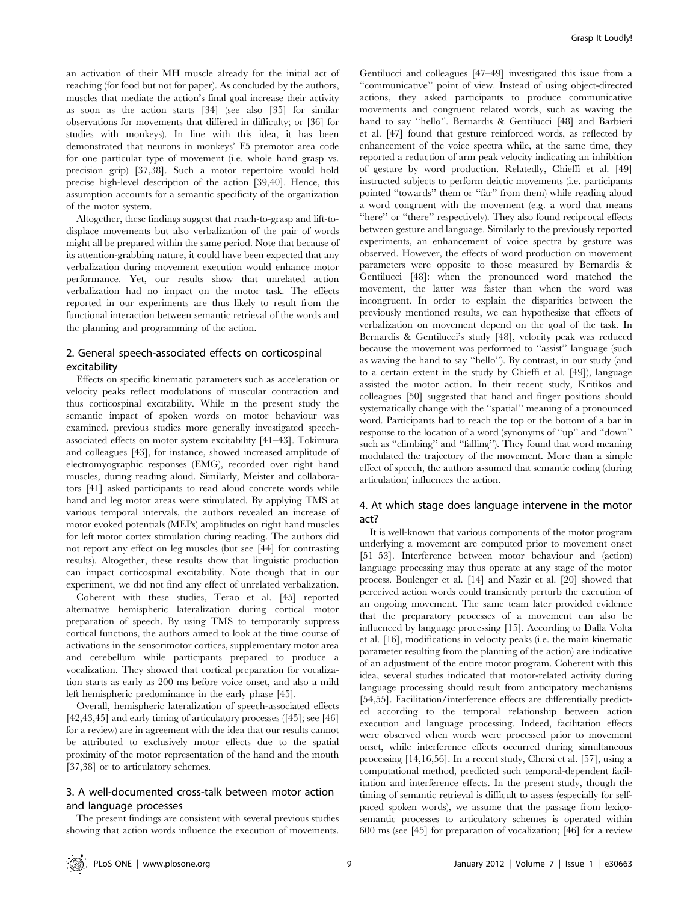an activation of their MH muscle already for the initial act of reaching (for food but not for paper). As concluded by the authors, muscles that mediate the action's final goal increase their activity as soon as the action starts [34] (see also [35] for similar observations for movements that differed in difficulty; or [36] for studies with monkeys). In line with this idea, it has been demonstrated that neurons in monkeys' F5 premotor area code for one particular type of movement (i.e. whole hand grasp vs. precision grip) [37,38]. Such a motor repertoire would hold precise high-level description of the action [39,40]. Hence, this assumption accounts for a semantic specificity of the organization of the motor system.

Altogether, these findings suggest that reach-to-grasp and lift-to-displace movements but also verbalization of the pair of words might all be prepared within the same period. Note that because of its attention-grabbing nature, it could have been expected that any verbalization during movement execution would enhance motor performance. Yet, our results show that unrelated action verbalization had no impact on the motor task. The effects reported in our experiments are thus likely to result from the functional interaction between semantic retrieval of the words and the planning and programming of the action.

## 2. General speech-associated effects on corticospinal excitability

Effects on specific kinematic parameters such as acceleration or velocity peaks reflect modulations of muscular contraction and thus corticospinal excitability. While in the present study the semantic impact of spoken words on motor behaviour was examined, previous studies more generally investigated speech-associated effects on motor system excitability [41–43]. Tokimura and colleagues [43], for instance, showed increased amplitude of electromyographic responses (EMG), recorded over right hand muscles, during reading aloud. Similarly, Meister and collaborators [41] asked participants to read aloud concrete words while hand and leg motor areas were stimulated. By applying TMS at various temporal intervals, the authors revealed an increase of motor evoked potentials (MEPs) amplitudes on right hand muscles for left motor cortex stimulation during reading. The authors did not report any effect on leg muscles (but see [44] for contrasting results). Altogether, these results show that linguistic production can impact corticospinal excitability. Note though that in our experiment, we did not find any effect of unrelated verbalization.

Coherent with these studies, Terao et al. [45] reported alternative hemispheric lateralization during cortical motor preparation of speech. By using TMS to temporarily suppress cortical functions, the authors aimed to look at the time course of activations in the sensorimotor cortices, supplementary motor area and cerebellum while participants prepared to produce a vocalization. They showed that cortical preparation for vocalization starts as early as 200 ms before voice onset, and also a mild left hemispheric predominance in the early phase [45].

Overall, hemispheric lateralization of speech-associated effects [42,43,45] and early timing of articulatory processes ([45]; see [46] for a review) are in agreement with the idea that our results cannot be attributed to exclusively motor effects due to the spatial proximity of the motor representation of the hand and the mouth [37,38] or to articulatory schemes.

## 3. A well-documented cross-talk between motor action and language processes

The present findings are consistent with several previous studies showing that action words influence the execution of movements. Gentilucci and colleagues [47–49] investigated this issue from a "communicative" point of view. Instead of using object-directed actions, they asked participants to produce communicative movements and congruent related words, such as waving the hand to say "hello". Bernardis & Gentilucci [48] and Barbieri et al. [47] found that gesture reinforced words, as reflected by enhancement of the voice spectra while, at the same time, they reported a reduction of arm peak velocity indicating an inhibition of gesture by word production. Relatedly, Chieffi et al. [49] instructed subjects to perform deictic movements (i.e. participants pointed "towards" them or "far" from them) while reading aloud a word congruent with the movement (e.g. a word that means "here" or "there" respectively). They also found reciprocal effects between gesture and language. Similarly to the previously reported experiments, an enhancement of voice spectra by gesture was observed. However, the effects of word production on movement parameters were opposite to those measured by Bernardis & Gentilucci [48]: when the pronounced word matched the movement, the latter was faster than when the word was incongruent. In order to explain the disparities between the previously mentioned results, we can hypothesize that effects of verbalization on movement depend on the goal of the task. In Bernardis & Gentilucci's study [48], velocity peak was reduced because the movement was performed to "assist" language (such as waving the hand to say "hello"). By contrast, in our study (and to a certain extent in the study by Chieffi et al. [49]), language assisted the motor action. In their recent study, Kritikos and colleagues [50] suggested that hand and finger positions should systematically change with the "spatial" meaning of a pronounced word. Participants had to reach the top or the bottom of a bar in response to the location of a word (synonyms of "up" and "down" such as "climbing" and "falling"). They found that word meaning modulated the trajectory of the movement. More than a simple effect of speech, the authors assumed that semantic coding (during articulation) influences the action.

## 4. At which stage does language intervene in the motor act?

It is well-known that various components of the motor program underlying a movement are computed prior to movement onset [51–53]. Interference between motor behaviour and (action) language processing may thus operate at any stage of the motor process. Boulenger et al. [14] and Nazir et al. [20] showed that perceived action words could transiently perturb the execution of an ongoing movement. The same team later provided evidence that the preparatory processes of a movement can also be influenced by language processing [15]. According to Dalla Volta et al. [16], modifications in velocity peaks (i.e. the main kinematic parameter resulting from the planning of the action) are indicative of an adjustment of the entire motor program. Coherent with this idea, several studies indicated that motor-related activity during language processing should result from anticipatory mechanisms [54,55]. Facilitation/interference effects are differentially predicted according to the temporal relationship between action execution and language processing. Indeed, facilitation effects were observed when words were processed prior to movement onset, while interference effects occurred during simultaneous processing [14,16,56]. In a recent study, Chersi et al. [57], using a computational method, predicted such temporal-dependent facilitation and interference effects. In the present study, though the timing of semantic retrieval is difficult to assess (especially for self-paced spoken words), we assume that the passage from lexico-semantic processes to articulatory schemes is operated within 600 ms (see [45] for preparation of vocalization; [46] for a review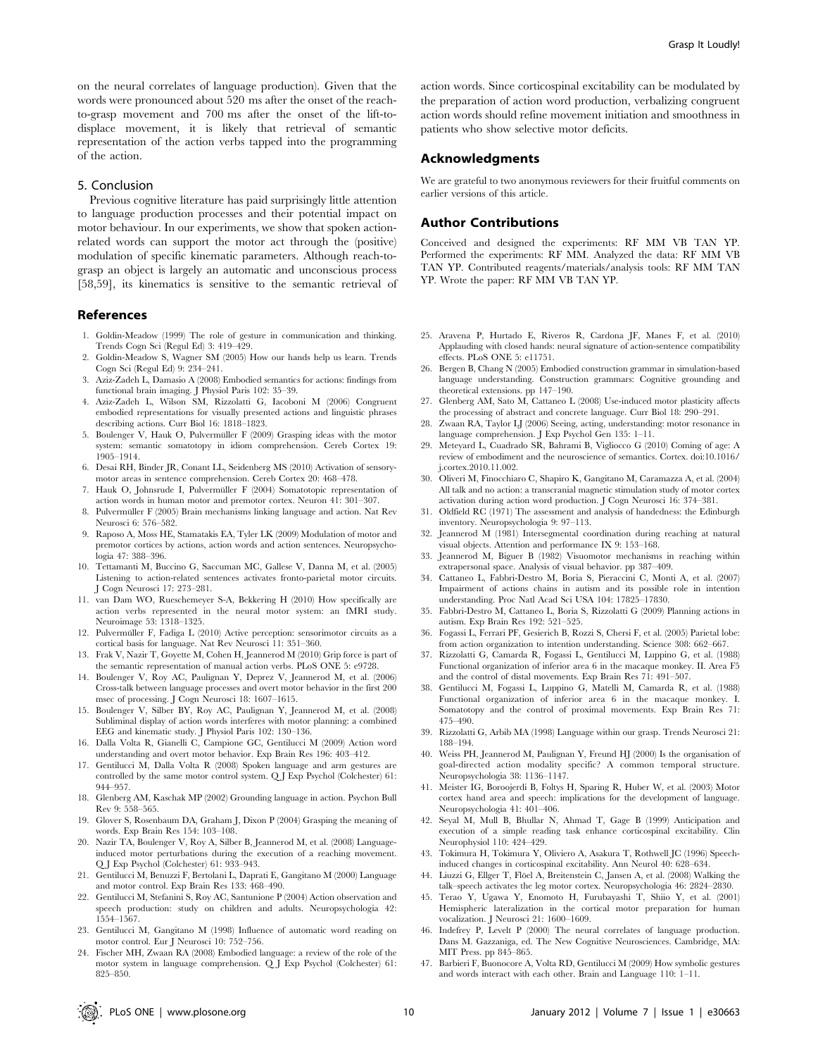on the neural correlates of language production). Given that the words were pronounced about 520 ms after the onset of the reach-to-grasp movement and 700 ms after the onset of the lift-to-displace movement, it is likely that retrieval of semantic representation of the action verbs tapped into the programming of the action.

### 5. Conclusion

Previous cognitive literature has paid surprisingly little attention to language production processes and their potential impact on motor behaviour. In our experiments, we show that spoken action-related words can support the motor act through the (positive) modulation of specific kinematic parameters. Although reach-to-grasp an object is largely an automatic and unconscious process [58,59], its kinematics is sensitive to the semantic retrieval of action words. Since corticospinal excitability can be modulated by the preparation of action word production, verbalizing congruent action words should refine movement initiation and smoothness in patients who show selective motor deficits.

## Acknowledgments

We are grateful to two anonymous reviewers for their fruitful comments on earlier versions of this article.

## Author Contributions

Conceived and designed the experiments: RF MM VB TAN YP. Performed the experiments: RF MM. Analyzed the data: RF MM VB TAN YP. Contributed reagents/materials/analysis tools: RF MM TAN YP. Wrote the paper: RF MM VB TAN YP.

## References

1. Goldin-Meadow (1999) The role of gesture in communication and thinking. Trends Cogn Sci (Regul Ed) 3: 419–429.
2. Goldin-Meadow S, Wagner SM (2005) How our hands help us learn. Trends Cogn Sci (Regul Ed) 9: 234–241.
3. Aziz-Zadeh L, Damasio A (2008) Embodied semantics for actions: findings from functional brain imaging. J Physiol Paris 102: 35–39.
4. Aziz-Zadeh L, Wilson SM, Rizzolatti G, Iacoboni M (2006) Congruent embodied representations for visually presented actions and linguistic phrases describing actions. Curr Biol 16: 1818–1823.
5. Boulenger V, Hauk O, Pulvermüller F (2009) Grasping ideas with the motor system: semantic somatotopy in idiom comprehension. Cereb Cortex 19: 1905–1914.
6. Desai RH, Binder JR, Conant LL, Seidenberg MS (2010) Activation of sensory-motor areas in sentence comprehension. Cereb Cortex 20: 468–478.
7. Hauk O, Johnsrude I, Pulvermüller F (2004) Somatotopic representation of action words in human motor and premotor cortex. Neuron 41: 301–307.
8. Pulvermüller F (2005) Brain mechanisms linking language and action. Nat Rev Neurosci 6: 576–582.
9. Raposo A, Moss HE, Stamatakis EA, Tyler LK (2009) Modulation of motor and premotor cortices by actions, action words and action sentences. Neuropsychologia 47: 388–396.
10. Tettamanti M, Buccino G, Saccuman MC, Gallese V, Danna M, et al. (2005) Listening to action-related sentences activates fronto-parietal motor circuits. J Cogn Neurosci 17: 273–281.
11. van Dam WO, Rueschemeyer S-A, Bekkering H (2010) How specifically are action verbs represented in the neural motor system: an fMRI study. Neuroimage 53: 1318–1325.
12. Pulvermüller F, Fadiga L (2010) Active perception: sensorimotor circuits as a cortical basis for language. Nat Rev Neurosci 11: 351–360.
13. Frak V, Nazir T, Goyette M, Cohen H, Jeannerod M (2010) Grip force is part of the semantic representation of manual action verbs. PLoS ONE 5: e9728.
14. Boulenger V, Roy AC, Paulignan Y, Deprez V, Jeannerod M, et al. (2006) Cross-talk between language processes and overt motor behavior in the first 200 msec of processing. J Cogn Neurosci 18: 1607–1615.
15. Boulenger V, Silber BY, Roy AC, Paulignan Y, Jeannerod M, et al. (2008) Subliminal display of action words interferes with motor planning: a combined EEG and kinematic study. J Physiol Paris 102: 130–136.
16. Dalla Volta R, Gianelli C, Campione GC, Gentilucci M (2009) Action word understanding and overt motor behavior. Exp Brain Res 196: 403–412.
17. Gentilucci M, Dalla Volta R (2008) Spoken language and arm gestures are controlled by the same motor control system. Q J Exp Psychol (Colchester) 61: 944–957.
18. Glenberg AM, Kaschak MP (2002) Grounding language in action. Psychon Bull Rev 9: 558–565.
19. Glover S, Rosenbaum DA, Graham J, Dixon P (2004) Grasping the meaning of words. Exp Brain Res 154: 103–108.
20. Nazir TA, Boulenger V, Roy A, Silber B, Jeannerod M, et al. (2008) Language-induced motor perturbations during the execution of a reaching movement. Q J Exp Psychol (Colchester) 61: 933–943.
21. Gentilucci M, Benuzzi F, Bertolani L, Daprati E, Gangitano M (2000) Language and motor control. Exp Brain Res 133: 468–490.
22. Gentilucci M, Stefanini S, Roy AC, Santunione P (2004) Action observation and speech production: study on children and adults. Neuropsychologia 42: 1554–1567.
23. Gentilucci M, Gangitano M (1998) Influence of automatic word reading on motor control. Eur J Neurosci 10: 752–756.
24. Fischer MH, Zwaan RA (2008) Embodied language: a review of the role of the motor system in language comprehension. Q J Exp Psychol (Colchester) 61: 825–850.
25. Aravena P, Hurtado E, Riveros R, Cardona JF, Manes F, et al. (2010) Applauding with closed hands: neural signature of action-sentence compatibility effects. PLoS ONE 5: e11751.
26. Bergen B, Chang N (2005) Embodied construction grammar in simulation-based language understanding. Construction grammars: Cognitive grounding and theoretical extensions. pp 147–190.
27. Glenberg AM, Sato M, Cattaneo L (2008) Use-induced motor plasticity affects the processing of abstract and concrete language. Curr Biol 18: 290–291.
28. Zwaan RA, Taylor LJ (2006) Seeing, acting, understanding: motor resonance in language comprehension. J Exp Psychol Gen 135: 1–11.
29. Meteyard L, Cuadrado SR, Bahrami B, Vigliocco G (2010) Coming of age: A review of embodiment and the neuroscience of semantics. Cortex. doi:10.1016/j.cortex.2010.11.002.
30. Oliveri M, Finocchiaro C, Shapiro K, Gangitano M, Caramazza A, et al. (2004) All talk and no action: a transcranial magnetic stimulation study of motor cortex activation during action word production. J Cogn Neurosci 16: 374–381.
31. Oldfield RC (1971) The assessment and analysis of handedness: the Edinburgh inventory. Neuropsychologia 9: 97–113.
32. Jeannerod M (1981) Intersegmental coordination during reaching at natural visual objects. Attention and performance IX 9: 153–168.
33. Jeannerod M, Biguer B (1982) Visuomotor mechanisms in reaching within extrapersonal space. Analysis of visual behavior. pp 387–409.
34. Cattaneo L, Fabbri-Destro M, Boria S, Pieraccini C, Monti A, et al. (2007) Impairment of actions chains in autism and its possible role in intention understanding. Proc Natl Acad Sci USA 104: 17825–17830.
35. Fabbri-Destro M, Cattaneo L, Boria S, Rizzolatti G (2009) Planning actions in autism. Exp Brain Res 192: 521–525.
36. Fogassi L, Ferrari PF, Gesierich B, Rozzi S, Chersi F, et al. (2005) Parietal lobe: from action organization to intention understanding. Science 308: 662–667.
37. Rizzolatti G, Camarda R, Fogassi L, Gentilucci M, Luppino G, et al. (1988) Functional organization of inferior area 6 in the macaque monkey. II. Area F5 and the control of distal movements. Exp Brain Res 71: 491–507.
38. Gentilucci M, Fogassi L, Luppino G, Matelli M, Camarda R, et al. (1988) Functional organization of inferior area 6 in the macaque monkey. I. Somatotopy and the control of proximal movements. Exp Brain Res 71: 475–490.
39. Rizzolatti G, Arbib MA (1998) Language within our grasp. Trends Neurosci 21: 188–194.
40. Weiss PH, Jeannerod M, Paulignan Y, Freund HJ (2000) Is the organisation of goal-directed action modality specific? A common temporal structure. Neuropsychologia 38: 1136–1147.
41. Meister IG, Boroojerdi B, Foltys H, Sparing R, Huber W, et al. (2003) Motor cortex hand area and speech: implications for the development of language. Neuropsychologia 41: 401–406.
42. Seyal M, Mull B, Bhullar N, Ahmad T, Gage B (1999) Anticipation and execution of a simple reading task enhance corticospinal excitability. Clin Neurophysiol 110: 424–429.
43. Tokimura H, Tokimura Y, Oliviero A, Asakura T, Rothwell JC (1996) Speech-induced changes in corticospinal excitability. Ann Neurol 40: 628–634.
44. Liuzzi G, Ellger T, Flöel A, Breitenstein C, Jansen A, et al. (2008) Walking the talk–speech activates the leg motor cortex. Neuropsychologia 46: 2824–2830.
45. Terao Y, Ugawa Y, Enomoto H, Furubayashi T, Shiio Y, et al. (2001) Hemispheric lateralization in the cortical motor preparation for human vocalization. J Neurosci 21: 1600–1609.
46. Indefrey P, Levelt P (2000) The neural correlates of language production. Dans M. Gazzaniga, ed. The New Cognitive Neurosciences. Cambridge, MA: MIT Press. pp 845–865.
47. Barbieri F, Buonocore A, Volta RD, Gentilucci M (2009) How symbolic gestures and words interact with each other. Brain and Language 110: 1–11.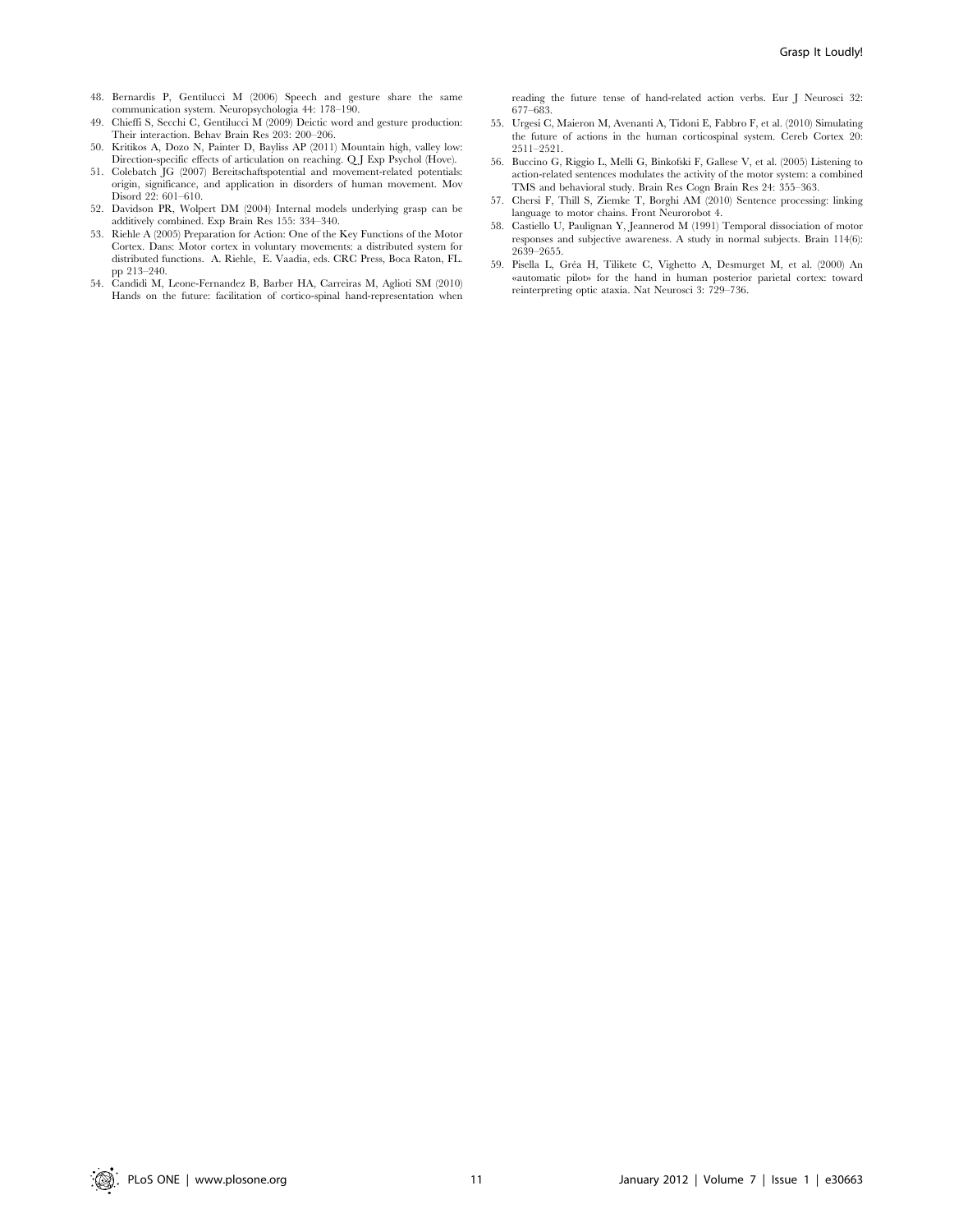48. Bernardis P, Gentilucci M (2006) Speech and gesture share the same communication system. Neuropsychologia 44: 178–190.
49. Chieffi S, Secchi C, Gentilucci M (2009) Deictic word and gesture production: Their interaction. Behav Brain Res 203: 200–206.
50. Kritikos A, Dozo N, Painter D, Bayliss AP (2011) Mountain high, valley low: Direction-specific effects of articulation on reaching. Q J Exp Psychol (Hove).
51. Colebatch JG (2007) Bereitschaftspotential and movement-related potentials: origin, significance, and application in disorders of human movement. Mov Disord 22: 601–610.
52. Davidson PR, Wolpert DM (2004) Internal models underlying grasp can be additively combined. Exp Brain Res 155: 334–340.
53. Riehle A (2005) Preparation for Action: One of the Key Functions of the Motor Cortex. Dans: Motor cortex in voluntary movements: a distributed system for distributed functions. A. Riehle, E. Vaadia, eds. CRC Press, Boca Raton, FL. pp 213–240.
54. Candidi M, Leone-Fernandez B, Barber HA, Carreiras M, Aglioti SM (2010) Hands on the future: facilitation of cortico-spinal hand-representation when reading the future tense of hand-related action verbs. Eur J Neurosci 32: 677–683.
55. Urgesi C, Maieron M, Avenanti A, Tidoni E, Fabbro F, et al. (2010) Simulating the future of actions in the human corticospinal system. Cereb Cortex 20: 2511–2521.
56. Buccino G, Riggio L, Melli G, Binkofski F, Gallese V, et al. (2005) Listening to action-related sentences modulates the activity of the motor system: a combined TMS and behavioral study. Brain Res Cogn Brain Res 24: 355–363.
57. Chersi F, Thill S, Ziemke T, Borghi AM (2010) Sentence processing: linking language to motor chains. Front Neurorobot 4.
58. Castiello U, Paulignan Y, Jeannerod M (1991) Temporal dissociation of motor responses and subjective awareness. A study in normal subjects. Brain 114(6): 2639–2655.
59. Pisella L, Gréa H, Tilikete C, Vighetto A, Desmurget M, et al. (2000) An «automatic pilot» for the hand in human posterior parietal cortex: toward reinterpreting optic ataxia. Nat Neurosci 3: 729–736.